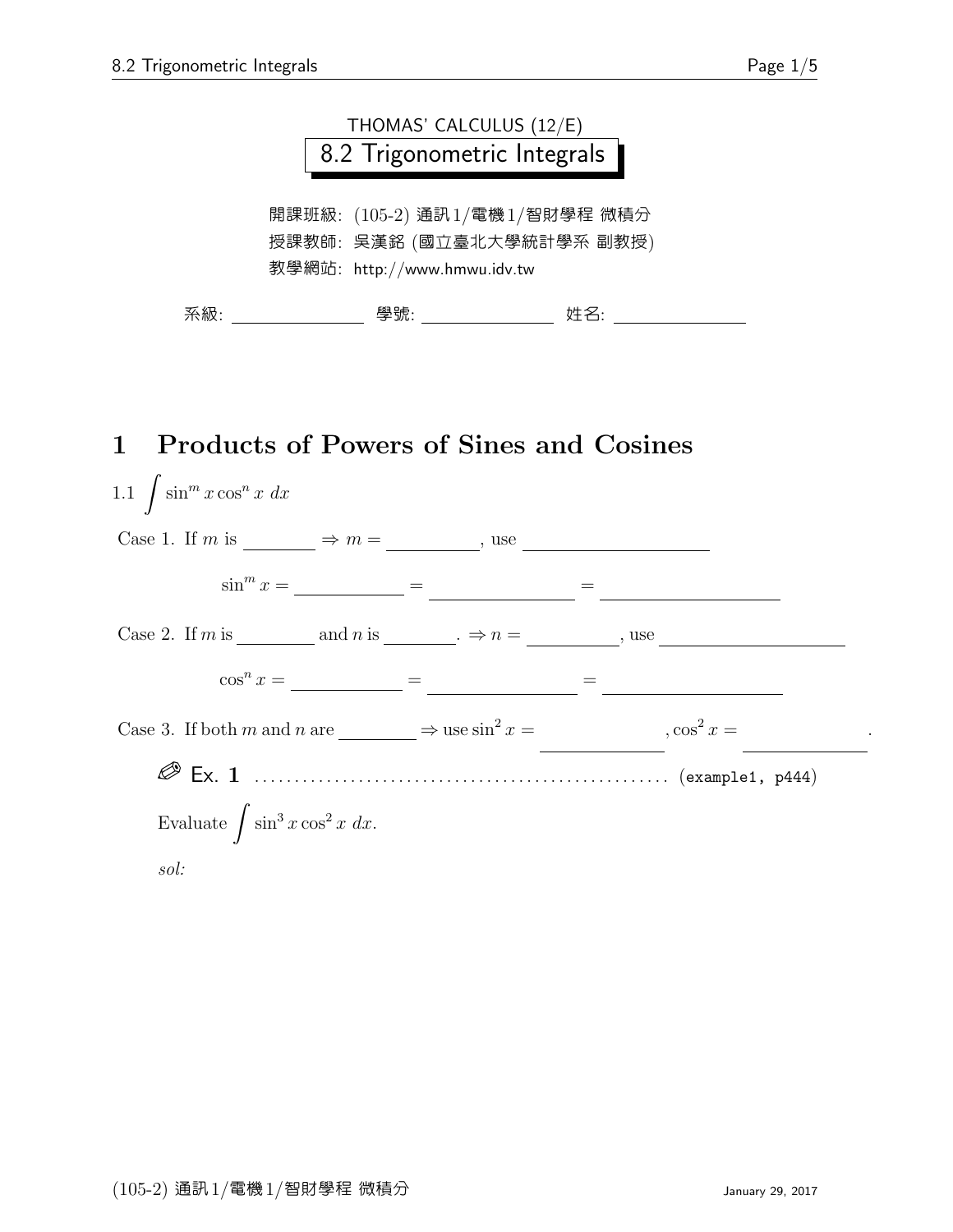THOMAS' CALCULUS (12/E)

# 8.2 Trigonometric Integrals

開課班級: (105-2) 通訊1/電機1/智財學程 微積分

授課教師: 吳漢銘 (國立臺北大學統計學系 副教授)

教學網站: http://www.hmwu.idv.tw

系級: ______________ 學號: ______________ 姓名: ______________

## 1 Products of Powers of Sines and Cosines

1.1 $\int \sin^m x \cos^n x \, dx$

Case 1. If $m$ is ________ $\Rightarrow m =$ ________, use ________________

$\sin^m x =$ ____________ $=$ ______________ $=$ ________________

Case 2. If $m$ is ________ and $n$ is ________. $\Rightarrow n =$ ________, use ________________

$\cos^n x =$ ____________ $=$ ______________ $=$ ________________

Case 3. If both $m$ and $n$ are ________ $\Rightarrow$ use $\sin^2 x =$ ____________, $\cos^2 x =$ ____________.

✎ **Ex. 1** ............................................ (example1, p444)

Evaluate $\int \sin^3 x \cos^2 x \, dx$.

*sol:*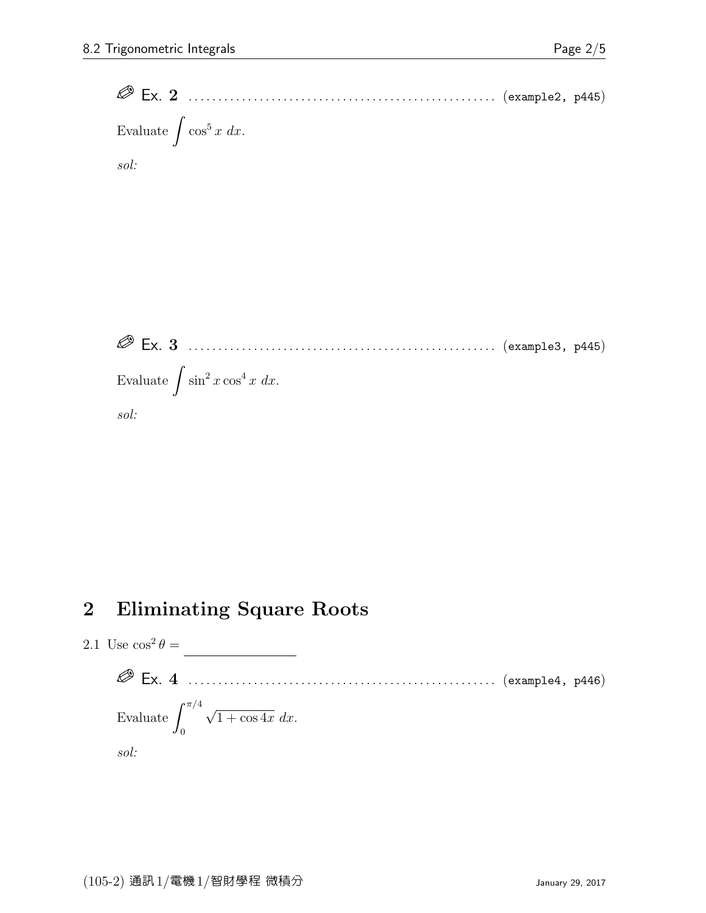✎ Ex. **2** .................................................... (example2, p445)

Evaluate $\int \cos^5 x \; dx$.

*sol:*

✎ Ex. **3** .................................................... (example3, p445)

Evaluate $\int \sin^2 x \cos^4 x \; dx$.

*sol:*

## 2 Eliminating Square Roots

2.1 Use $\cos^2 \theta =$ \_\_\_\_\_\_\_\_\_\_\_\_\_\_

✎ Ex. **4** .................................................... (example4, p446)

Evaluate $\int_0^{\pi/4} \sqrt{1 + \cos 4x} \; dx$.

*sol:*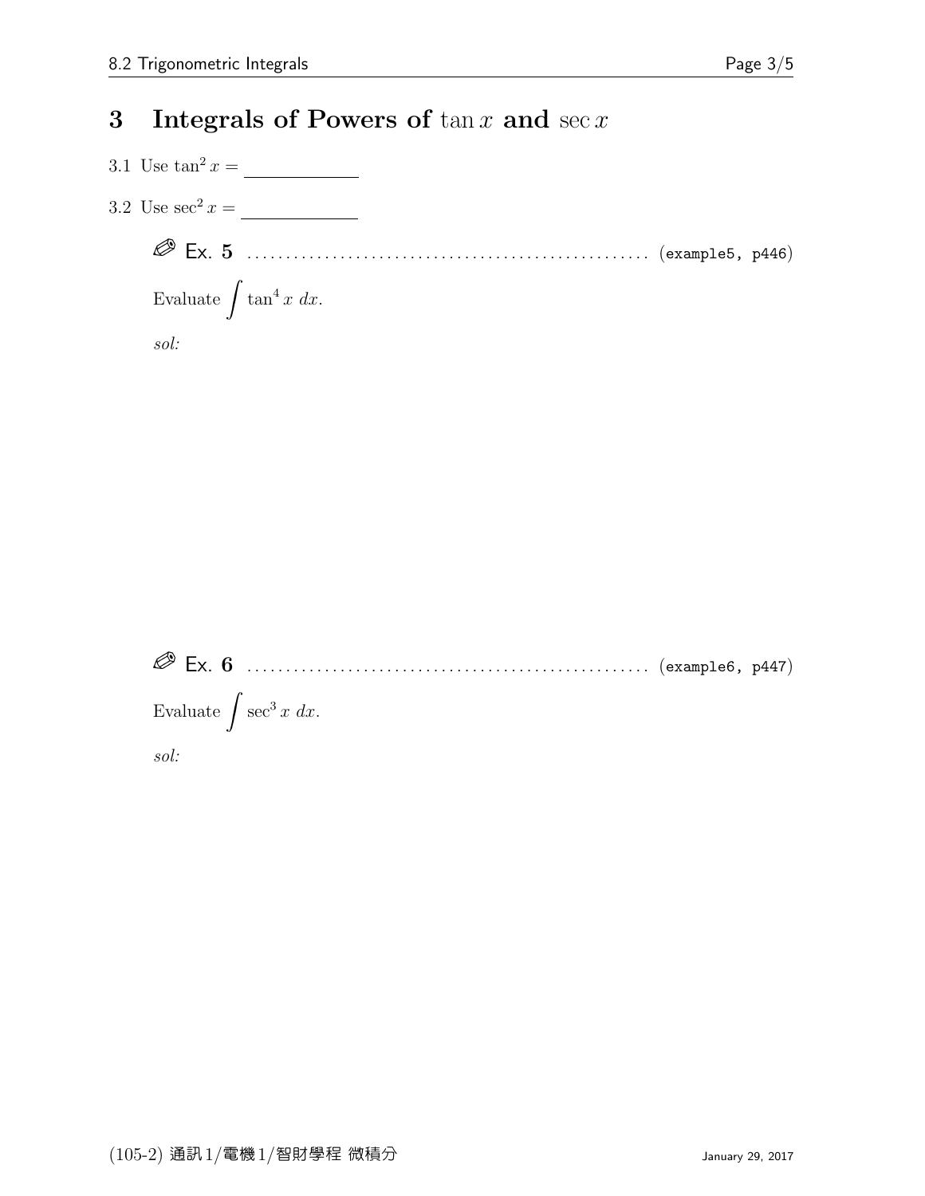# 3 Integrals of Powers of $\tan x$ and $\sec x$

3.1 Use $\tan^2 x =$ \_\_\_\_\_\_\_\_\_\_\_\_

3.2 Use $\sec^2 x =$ \_\_\_\_\_\_\_\_\_\_\_\_

✎ **Ex. 5** .................................................... (example5, p446)

Evaluate $\int \tan^4 x \, dx$.

*sol:*

✎ **Ex. 6** .................................................... (example6, p447)

Evaluate $\int \sec^3 x \, dx$.

*sol:*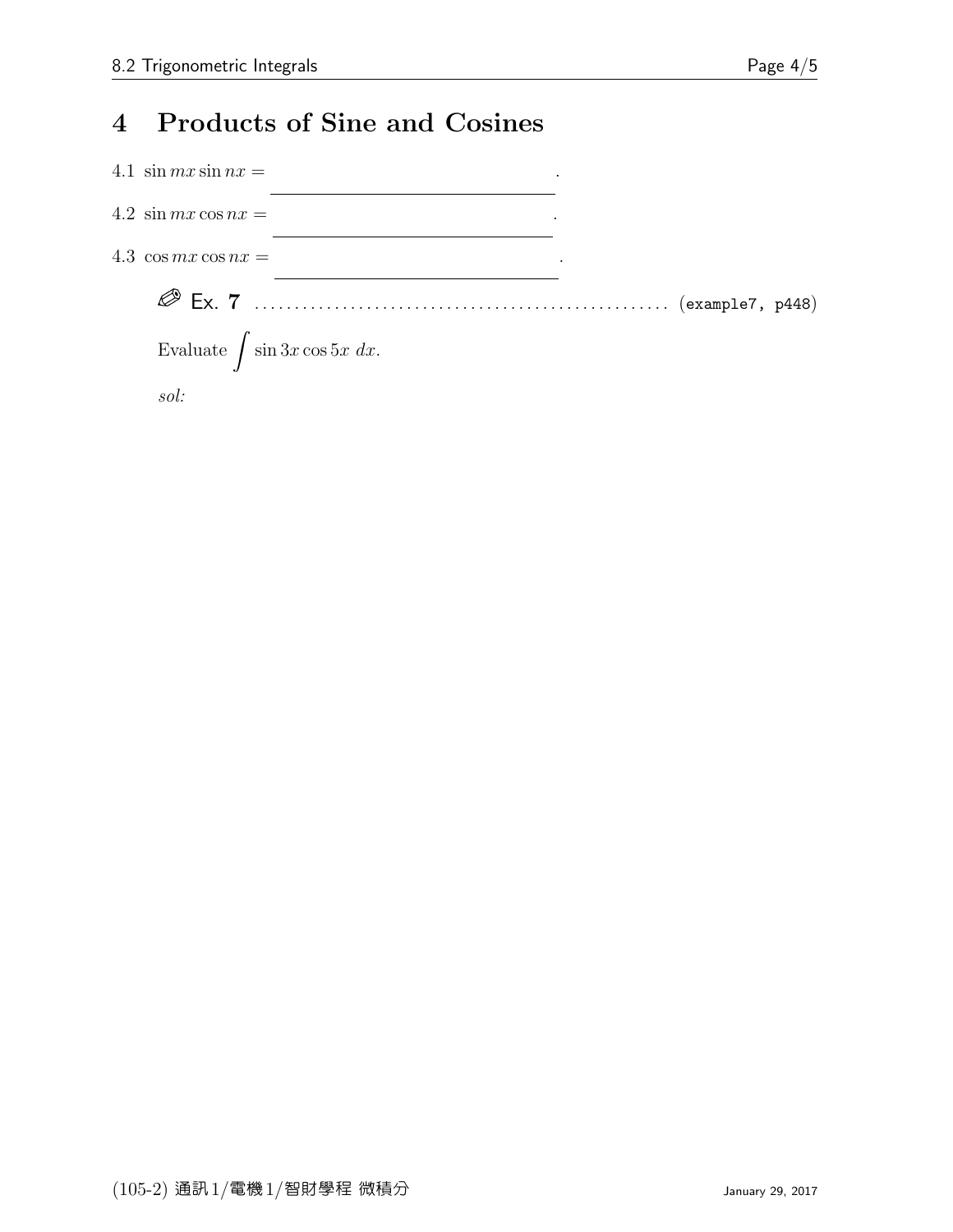# 4 Products of Sine and Cosines

4.1 $\sin mx \sin nx =$ \_\_\_\_\_\_\_\_\_\_\_\_\_\_\_\_\_\_\_\_\_\_\_\_\_\_\_\_.

4.2 $\sin mx \cos nx =$ \_\_\_\_\_\_\_\_\_\_\_\_\_\_\_\_\_\_\_\_\_\_\_\_\_\_\_\_.

4.3 $\cos mx \cos nx =$ \_\_\_\_\_\_\_\_\_\_\_\_\_\_\_\_\_\_\_\_\_\_\_\_\_\_\_\_.

✎ **Ex. 7** .................................................... (example7, p448)

Evaluate $\int \sin 3x \cos 5x \; dx$.

*sol:*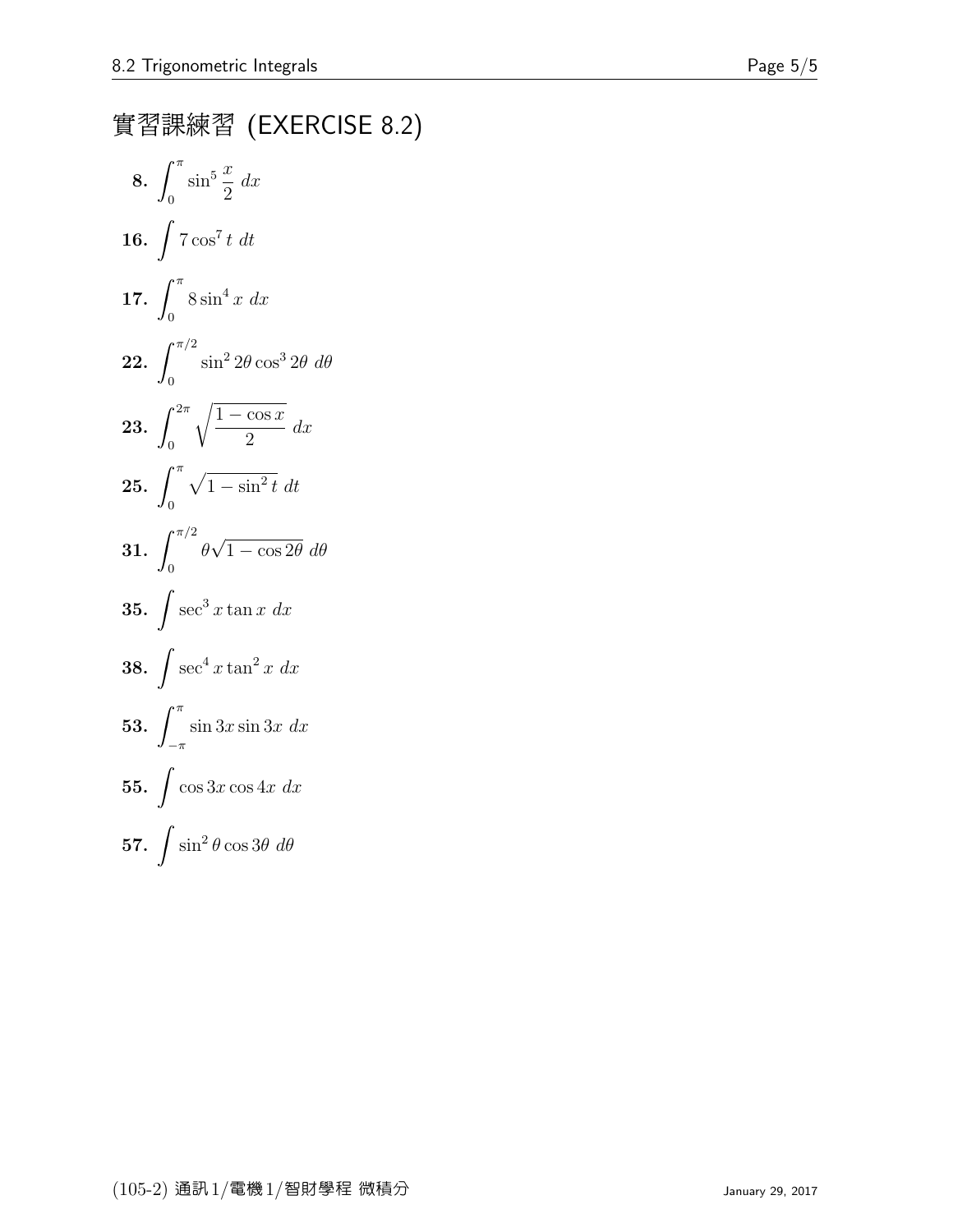# 實習課練習 (EXERCISE 8.2)

**8.** $\displaystyle\int_0^{\pi} \sin^5 \frac{x}{2}\ dx$

**16.** $\displaystyle\int 7\cos^7 t\ dt$

**17.** $\displaystyle\int_0^{\pi} 8\sin^4 x\ dx$

**22.** $\displaystyle\int_0^{\pi/2} \sin^2 2\theta \cos^3 2\theta\ d\theta$

**23.** $\displaystyle\int_0^{2\pi} \sqrt{\frac{1-\cos x}{2}}\ dx$

**25.** $\displaystyle\int_0^{\pi} \sqrt{1-\sin^2 t}\ dt$

**31.** $\displaystyle\int_0^{\pi/2} \theta\sqrt{1-\cos 2\theta}\ d\theta$

**35.** $\displaystyle\int \sec^3 x \tan x\ dx$

**38.** $\displaystyle\int \sec^4 x \tan^2 x\ dx$

**53.** $\displaystyle\int_{-\pi}^{\pi} \sin 3x \sin 3x\ dx$

**55.** $\displaystyle\int \cos 3x \cos 4x\ dx$

**57.** $\displaystyle\int \sin^2 \theta \cos 3\theta\ d\theta$